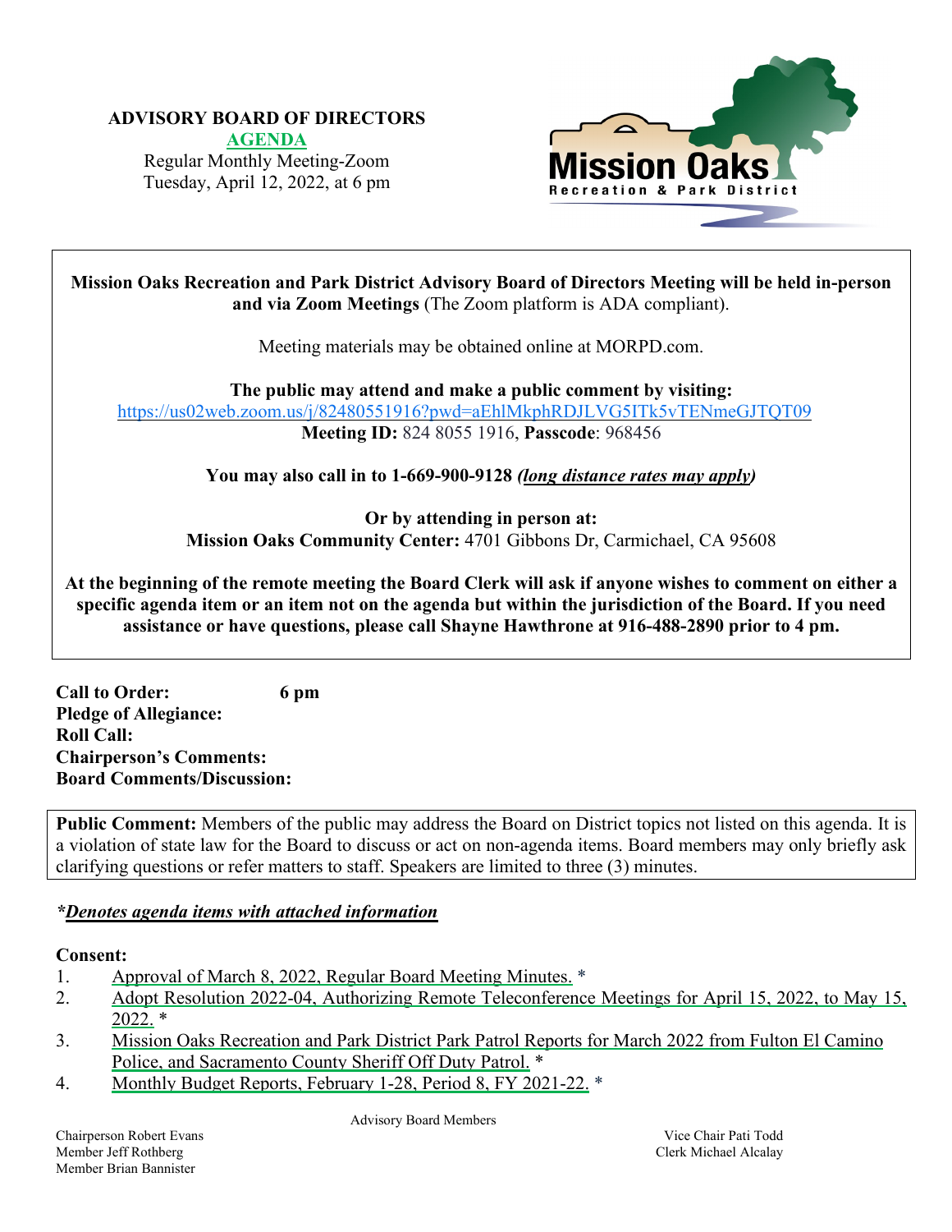**ADVISORY BOARD OF DIRECTORS**

**AGENDA**

Regular Monthly Meeting-Zoom

Tuesday, April 12, 2022, at 6 pm

Mission Oaks
Recreation & Park District

**Mission Oaks Recreation and Park District Advisory Board of Directors Meeting will be held in-person and via Zoom Meetings** (The Zoom platform is ADA compliant).

Meeting materials may be obtained online at MORPD.com.

**The public may attend and make a public comment by visiting:**
https://us02web.zoom.us/j/82480551916?pwd=aEhlMkphRDJLVG5ITk5vTENmeGJTQT09
**Meeting ID:** 824 8055 1916, **Passcode**: 968456

**You may also call in to 1-669-900-9128** ***(long distance rates may apply)***

**Or by attending in person at:**
**Mission Oaks Community Center:** 4701 Gibbons Dr, Carmichael, CA 95608

**At the beginning of the remote meeting the Board Clerk will ask if anyone wishes to comment on either a specific agenda item or an item not on the agenda but within the jurisdiction of the Board. If you need assistance or have questions, please call Shayne Hawthrone at 916-488-2890 prior to 4 pm.**

**Call to Order:** **6 pm**
**Pledge of Allegiance:**
**Roll Call:**
**Chairperson's Comments:**
**Board Comments/Discussion:**

**Public Comment:** Members of the public may address the Board on District topics not listed on this agenda. It is a violation of state law for the Board to discuss or act on non-agenda items. Board members may only briefly ask clarifying questions or refer matters to staff. Speakers are limited to three (3) minutes.

***Denotes agenda items with attached information***

**Consent:**

1. Approval of March 8, 2022, Regular Board Meeting Minutes. *
2. Adopt Resolution 2022-04, Authorizing Remote Teleconference Meetings for April 15, 2022, to May 15, 2022. *
3. Mission Oaks Recreation and Park District Park Patrol Reports for March 2022 from Fulton El Camino Police, and Sacramento County Sheriff Off Duty Patrol. *
4. Monthly Budget Reports, February 1-28, Period 8, FY 2021-22. *

Advisory Board Members

Chairperson Robert Evans
Member Jeff Rothberg
Member Brian Bannister
Vice Chair Pati Todd
Clerk Michael Alcalay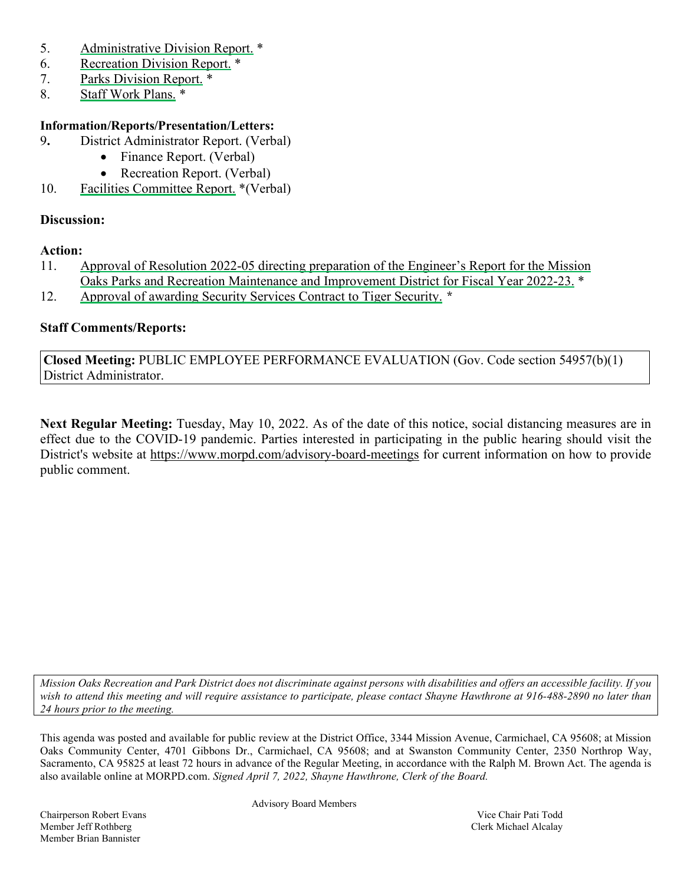5. Administrative Division Report. *
6. Recreation Division Report. *
7. Parks Division Report. *
8. Staff Work Plans. *

**Information/Reports/Presentation/Letters:**

9. District Administrator Report. (Verbal)
    - Finance Report. (Verbal)
    - Recreation Report. (Verbal)
10. Facilities Committee Report. *(Verbal)

**Discussion:**

**Action:**

11. Approval of Resolution 2022-05 directing preparation of the Engineer's Report for the Mission Oaks Parks and Recreation Maintenance and Improvement District for Fiscal Year 2022-23. *
12. Approval of awarding Security Services Contract to Tiger Security. *

**Staff Comments/Reports:**

**Closed Meeting:** PUBLIC EMPLOYEE PERFORMANCE EVALUATION (Gov. Code section 54957(b)(1) District Administrator.

**Next Regular Meeting:** Tuesday, May 10, 2022. As of the date of this notice, social distancing measures are in effect due to the COVID-19 pandemic. Parties interested in participating in the public hearing should visit the District's website at https://www.morpd.com/advisory-board-meetings for current information on how to provide public comment.

*Mission Oaks Recreation and Park District does not discriminate against persons with disabilities and offers an accessible facility. If you wish to attend this meeting and will require assistance to participate, please contact Shayne Hawthrone at 916-488-2890 no later than 24 hours prior to the meeting.*

This agenda was posted and available for public review at the District Office, 3344 Mission Avenue, Carmichael, CA 95608; at Mission Oaks Community Center, 4701 Gibbons Dr., Carmichael, CA 95608; and at Swanston Community Center, 2350 Northrop Way, Sacramento, CA 95825 at least 72 hours in advance of the Regular Meeting, in accordance with the Ralph M. Brown Act. The agenda is also available online at MORPD.com. *Signed April 7, 2022, Shayne Hawthrone, Clerk of the Board.*

Advisory Board Members

Chairperson Robert Evans
Member Jeff Rothberg
Member Brian Bannister

Vice Chair Pati Todd
Clerk Michael Alcalay